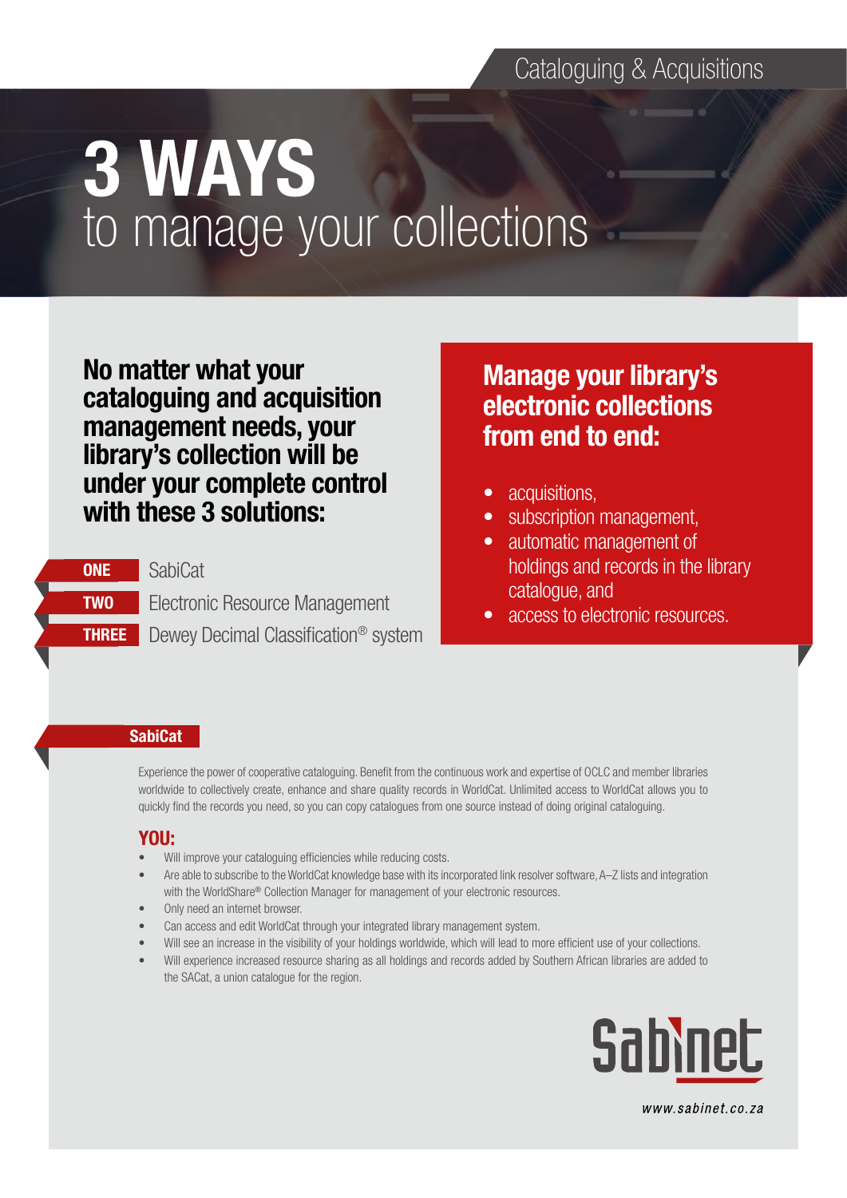Cataloguing & Acquisitions

# 3 WAYS
## to manage your collections

**No matter what your cataloguing and acquisition management needs, your library's collection will be under your complete control with these 3 solutions:**

**ONE** SabiCat

**TWO** Electronic Resource Management

**THREE** Dewey Decimal Classification® system

### Manage your library's electronic collections from end to end:

- acquisitions,
- subscription management,
- automatic management of holdings and records in the library catalogue, and
- access to electronic resources.

## SabiCat

Experience the power of cooperative cataloguing. Benefit from the continuous work and expertise of OCLC and member libraries worldwide to collectively create, enhance and share quality records in WorldCat. Unlimited access to WorldCat allows you to quickly find the records you need, so you can copy catalogues from one source instead of doing original cataloguing.

### YOU:

- Will improve your cataloguing efficiencies while reducing costs.
- Are able to subscribe to the WorldCat knowledge base with its incorporated link resolver software, A–Z lists and integration with the WorldShare® Collection Manager for management of your electronic resources.
- Only need an internet browser.
- Can access and edit WorldCat through your integrated library management system.
- Will see an increase in the visibility of your holdings worldwide, which will lead to more efficient use of your collections.
- Will experience increased resource sharing as all holdings and records added by Southern African libraries are added to the SACat, a union catalogue for the region.

Sabinet

www.sabinet.co.za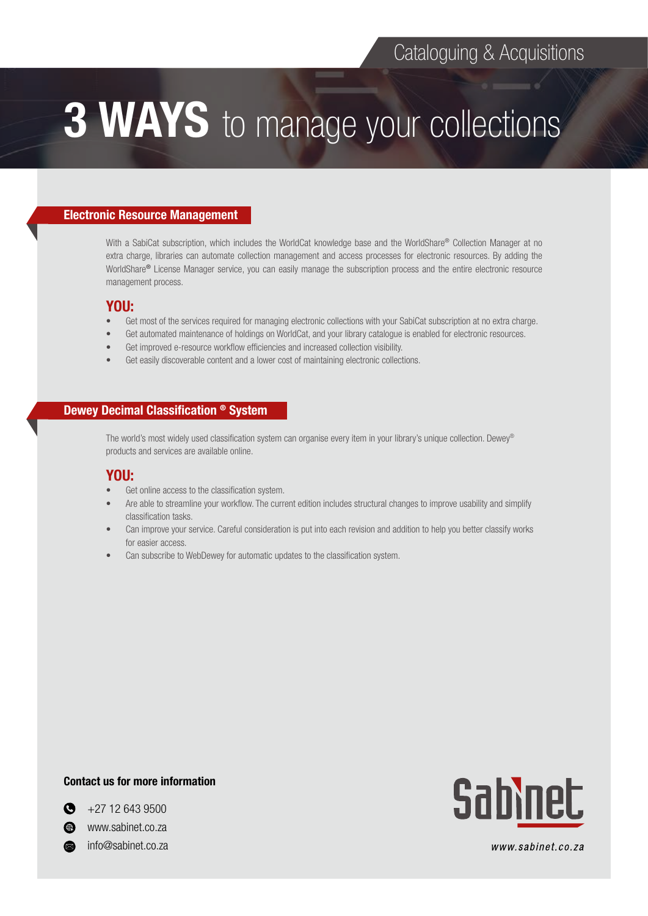Cataloguing & Acquisitions

# 3 WAYS to manage your collections

## Electronic Resource Management

With a SabiCat subscription, which includes the WorldCat knowledge base and the WorldShare® Collection Manager at no extra charge, libraries can automate collection management and access processes for electronic resources. By adding the WorldShare® License Manager service, you can easily manage the subscription process and the entire electronic resource management process.

### YOU:

- Get most of the services required for managing electronic collections with your SabiCat subscription at no extra charge.
- Get automated maintenance of holdings on WorldCat, and your library catalogue is enabled for electronic resources.
- Get improved e-resource workflow efficiencies and increased collection visibility.
- Get easily discoverable content and a lower cost of maintaining electronic collections.

## Dewey Decimal Classification ® System

The world's most widely used classification system can organise every item in your library's unique collection. Dewey® products and services are available online.

### YOU:

- Get online access to the classification system.
- Are able to streamline your workflow. The current edition includes structural changes to improve usability and simplify classification tasks.
- Can improve your service. Careful consideration is put into each revision and addition to help you better classify works for easier access.
- Can subscribe to WebDewey for automatic updates to the classification system.

**Contact us for more information**

+27 12 643 9500

www.sabinet.co.za

info@sabinet.co.za

Sabinet

www.sabinet.co.za